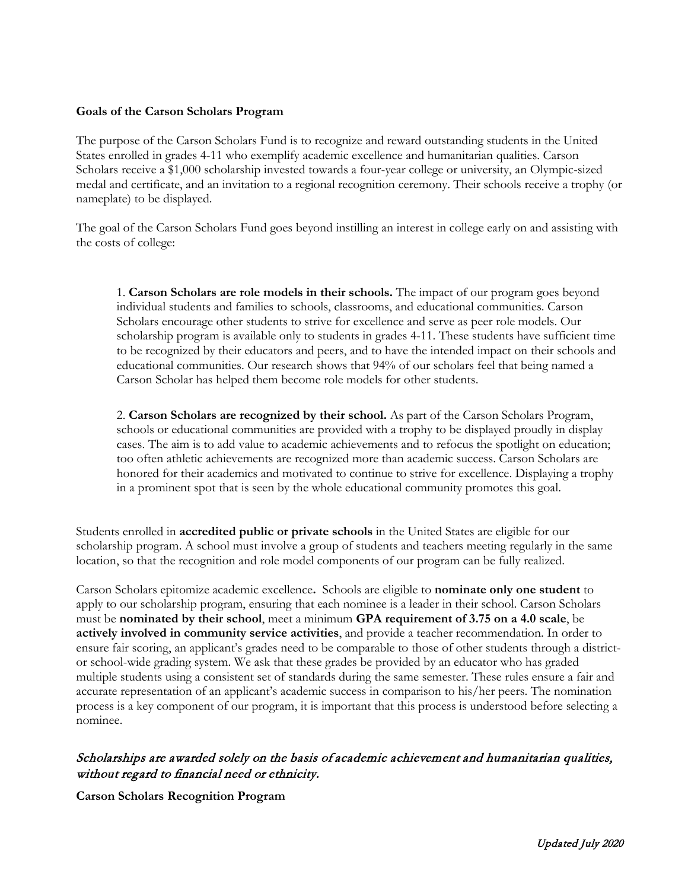**Goals of the Carson Scholars Program**

The purpose of the Carson Scholars Fund is to recognize and reward outstanding students in the United States enrolled in grades 4-11 who exemplify academic excellence and humanitarian qualities. Carson Scholars receive a $1,000 scholarship invested towards a four-year college or university, an Olympic-sized medal and certificate, and an invitation to a regional recognition ceremony. Their schools receive a trophy (or nameplate) to be displayed.

The goal of the Carson Scholars Fund goes beyond instilling an interest in college early on and assisting with the costs of college:

1. **Carson Scholars are role models in their schools.** The impact of our program goes beyond individual students and families to schools, classrooms, and educational communities. Carson Scholars encourage other students to strive for excellence and serve as peer role models. Our scholarship program is available only to students in grades 4-11. These students have sufficient time to be recognized by their educators and peers, and to have the intended impact on their schools and educational communities. Our research shows that 94% of our scholars feel that being named a Carson Scholar has helped them become role models for other students.

2. **Carson Scholars are recognized by their school.** As part of the Carson Scholars Program, schools or educational communities are provided with a trophy to be displayed proudly in display cases. The aim is to add value to academic achievements and to refocus the spotlight on education; too often athletic achievements are recognized more than academic success. Carson Scholars are honored for their academics and motivated to continue to strive for excellence. Displaying a trophy in a prominent spot that is seen by the whole educational community promotes this goal.

Students enrolled in **accredited public or private schools** in the United States are eligible for our scholarship program. A school must involve a group of students and teachers meeting regularly in the same location, so that the recognition and role model components of our program can be fully realized.

Carson Scholars epitomize academic excellence**.** Schools are eligible to **nominate only one student** to apply to our scholarship program, ensuring that each nominee is a leader in their school. Carson Scholars must be **nominated by their school**, meet a minimum **GPA requirement of 3.75 on a 4.0 scale**, be **actively involved in community service activities**, and provide a teacher recommendation. In order to ensure fair scoring, an applicant's grades need to be comparable to those of other students through a district- or school-wide grading system. We ask that these grades be provided by an educator who has graded multiple students using a consistent set of standards during the same semester. These rules ensure a fair and accurate representation of an applicant's academic success in comparison to his/her peers. The nomination process is a key component of our program, it is important that this process is understood before selecting a nominee.

*Scholarships are awarded solely on the basis of academic achievement and humanitarian qualities, without regard to financial need or ethnicity.*

**Carson Scholars Recognition Program**

*Updated July 2020*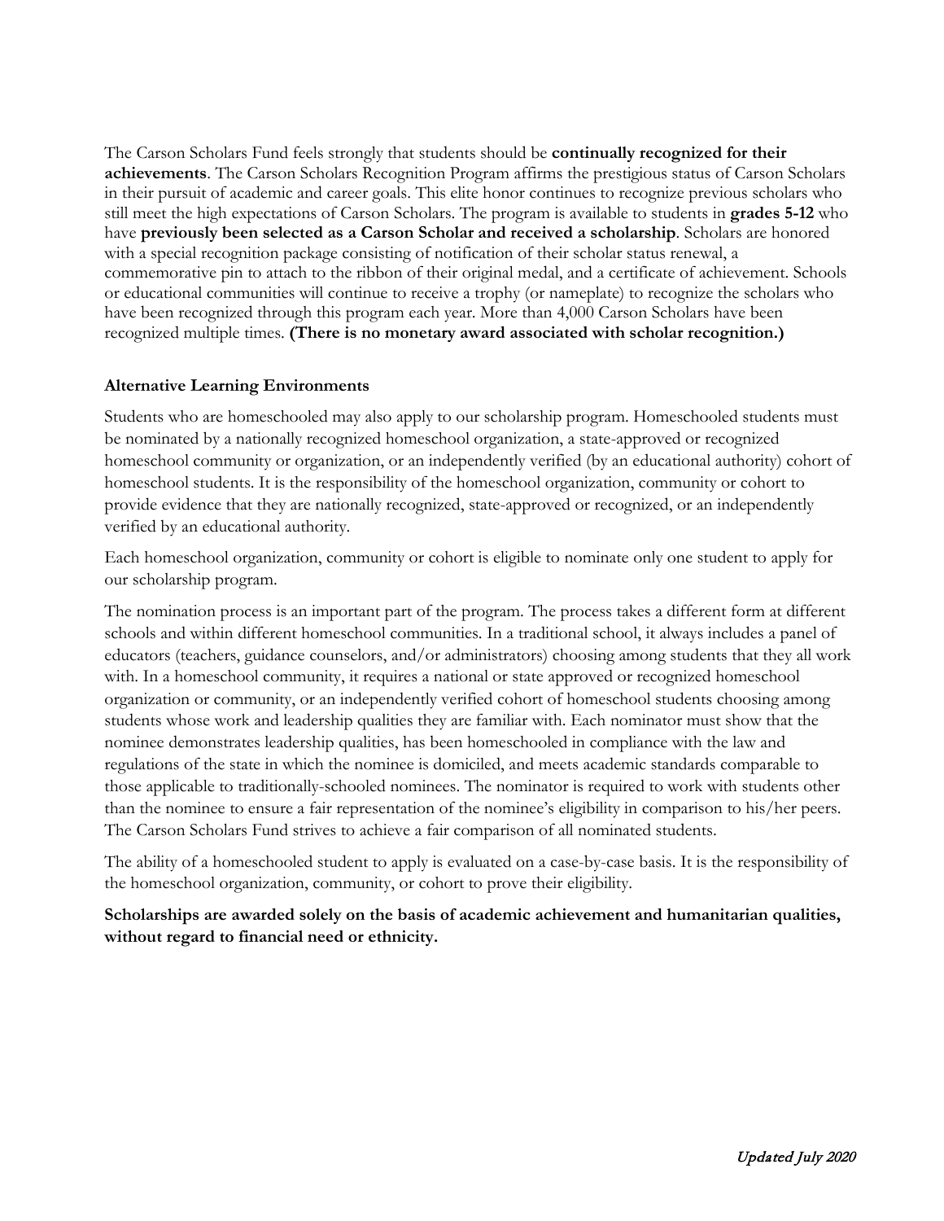The Carson Scholars Fund feels strongly that students should be **continually recognized for their achievements**. The Carson Scholars Recognition Program affirms the prestigious status of Carson Scholars in their pursuit of academic and career goals. This elite honor continues to recognize previous scholars who still meet the high expectations of Carson Scholars. The program is available to students in **grades 5-12** who have **previously been selected as a Carson Scholar and received a scholarship**. Scholars are honored with a special recognition package consisting of notification of their scholar status renewal, a commemorative pin to attach to the ribbon of their original medal, and a certificate of achievement. Schools or educational communities will continue to receive a trophy (or nameplate) to recognize the scholars who have been recognized through this program each year. More than 4,000 Carson Scholars have been recognized multiple times. **(There is no monetary award associated with scholar recognition.)**

**Alternative Learning Environments**

Students who are homeschooled may also apply to our scholarship program. Homeschooled students must be nominated by a nationally recognized homeschool organization, a state-approved or recognized homeschool community or organization, or an independently verified (by an educational authority) cohort of homeschool students. It is the responsibility of the homeschool organization, community or cohort to provide evidence that they are nationally recognized, state-approved or recognized, or an independently verified by an educational authority.

Each homeschool organization, community or cohort is eligible to nominate only one student to apply for our scholarship program.

The nomination process is an important part of the program. The process takes a different form at different schools and within different homeschool communities. In a traditional school, it always includes a panel of educators (teachers, guidance counselors, and/or administrators) choosing among students that they all work with. In a homeschool community, it requires a national or state approved or recognized homeschool organization or community, or an independently verified cohort of homeschool students choosing among students whose work and leadership qualities they are familiar with. Each nominator must show that the nominee demonstrates leadership qualities, has been homeschooled in compliance with the law and regulations of the state in which the nominee is domiciled, and meets academic standards comparable to those applicable to traditionally-schooled nominees. The nominator is required to work with students other than the nominee to ensure a fair representation of the nominee's eligibility in comparison to his/her peers. The Carson Scholars Fund strives to achieve a fair comparison of all nominated students.

The ability of a homeschooled student to apply is evaluated on a case-by-case basis. It is the responsibility of the homeschool organization, community, or cohort to prove their eligibility.

**Scholarships are awarded solely on the basis of academic achievement and humanitarian qualities, without regard to financial need or ethnicity.**

*Updated July 2020*